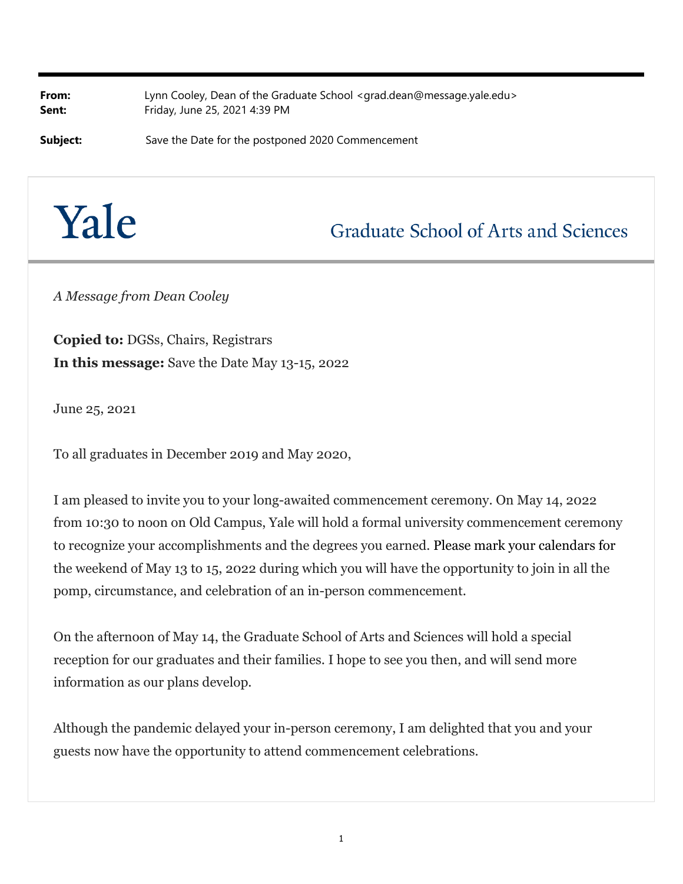**From:** Lynn Cooley, Dean of the Graduate School <grad.dean@message.yale.edu>
**Sent:** Friday, June 25, 2021 4:39 PM

**Subject:** Save the Date for the postponed 2020 Commencement

# Yale Graduate School of Arts and Sciences

*A Message from Dean Cooley*

**Copied to:** DGSs, Chairs, Registrars
**In this message:** Save the Date May 13-15, 2022

June 25, 2021

To all graduates in December 2019 and May 2020,

I am pleased to invite you to your long-awaited commencement ceremony. On May 14, 2022 from 10:30 to noon on Old Campus, Yale will hold a formal university commencement ceremony to recognize your accomplishments and the degrees you earned. Please mark your calendars for the weekend of May 13 to 15, 2022 during which you will have the opportunity to join in all the pomp, circumstance, and celebration of an in-person commencement.

On the afternoon of May 14, the Graduate School of Arts and Sciences will hold a special reception for our graduates and their families. I hope to see you then, and will send more information as our plans develop.

Although the pandemic delayed your in-person ceremony, I am delighted that you and your guests now have the opportunity to attend commencement celebrations.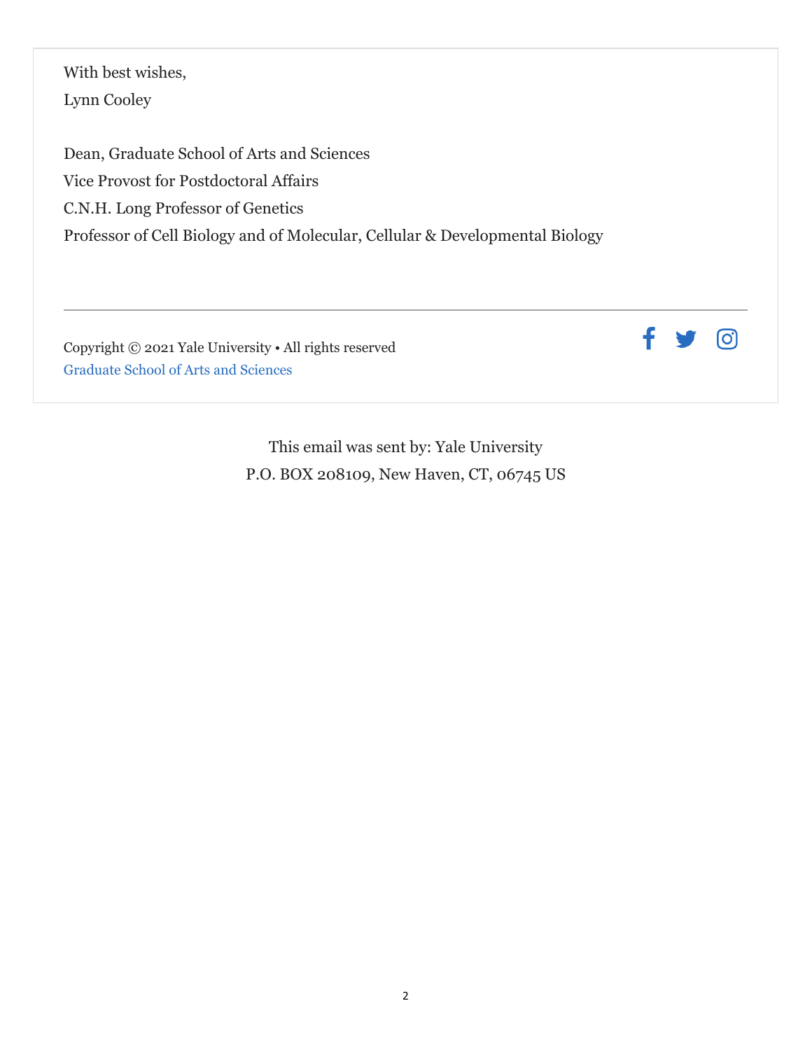With best wishes,

Lynn Cooley

Dean, Graduate School of Arts and Sciences

Vice Provost for Postdoctoral Affairs

C.N.H. Long Professor of Genetics

Professor of Cell Biology and of Molecular, Cellular & Developmental Biology

---

Copyright © 2021 Yale University • All rights reserved

Graduate School of Arts and Sciences

This email was sent by: Yale University

P.O. BOX 208109, New Haven, CT, 06745 US